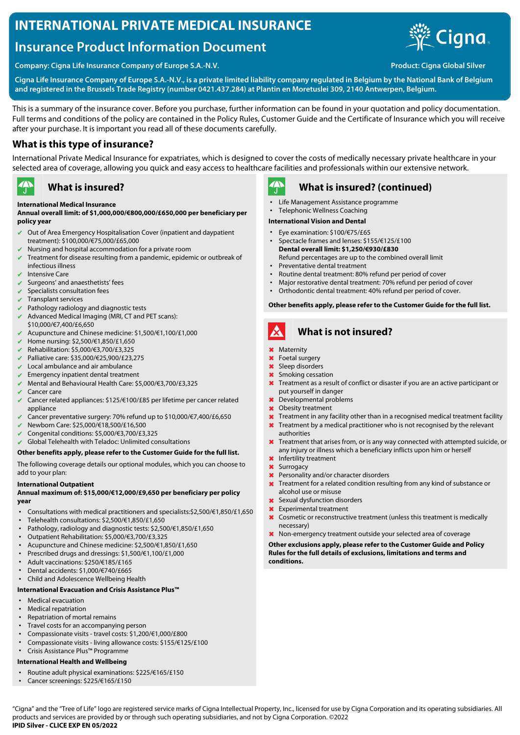# INTERNATIONAL PRIVATE MEDICAL INSURANCE

## Insurance Product Information Document

**Company: Cigna Life Insurance Company of Europe S.A.-N.V.**

**Product: Cigna Global Silver**

**Cigna Life Insurance Company of Europe S.A.-N.V., is a private limited liability company regulated in Belgium by the National Bank of Belgium and registered in the Brussels Trade Registry (number 0421.437.284) at Plantin en Moretuslei 309, 2140 Antwerpen, Belgium.**

This is a summary of the insurance cover. Before you purchase, further information can be found in your quotation and policy documentation. Full terms and conditions of the policy are contained in the Policy Rules, Customer Guide and the Certificate of Insurance which you will receive after your purchase. It is important you read all of these documents carefully.

## What is this type of insurance?

International Private Medical Insurance for expatriates, which is designed to cover the costs of medically necessary private healthcare in your selected area of coverage, allowing you quick and easy access to healthcare facilities and professionals within our extensive network.

## What is insured?

**International Medical Insurance**

**Annual overall limit: of $1,000,000/€800,000/£650,000 per beneficiary per policy year**

- ✔ Out of Area Emergency Hospitalisation Cover (inpatient and daypatient treatment): $100,000/€75,000/£65,000
- ✔ Nursing and hospital accommodation for a private room
- ✔ Treatment for disease resulting from a pandemic, epidemic or outbreak of infectious illness
- ✔ Intensive Care
- ✔ Surgeons' and anaesthetists' fees
- ✔ Specialists consultation fees
- ✔ Transplant services
- ✔ Pathology radiology and diagnostic tests
- ✔ Advanced Medical Imaging (MRI, CT and PET scans): $10,000/€7,400/£6,650
- ✔ Acupuncture and Chinese medicine: $1,500/€1,100/£1,000
- ✔ Home nursing: $2,500/€1,850/£1,650
- ✔ Rehabilitation: $5,000/€3,700/£3,325
- ✔ Palliative care: $35,000/€25,900/£23,275
- ✔ Local ambulance and air ambulance
- ✔ Emergency inpatient dental treatment
- ✔ Mental and Behavioural Health Care: $5,000/€3,700/£3,325
- ✔ Cancer care
- ✔ Cancer related appliances: $125/€100/£85 per lifetime per cancer related appliance
- ✔ Cancer preventative surgery: 70% refund up to $10,000/€7,400/£6,650
- ✔ Newborn Care: $25,000/€18,500/£16,500
- ✔ Congenital conditions: $5,000/€3,700/£3,325
- ✔ Global Telehealth with Teladoc: Unlimited consultations

**Other benefits apply, please refer to the Customer Guide for the full list.**

The following coverage details our optional modules, which you can choose to add to your plan:

**International Outpatient**

**Annual maximum of: $15,000/€12,000/£9,650 per beneficiary per policy year**

- Consultations with medical practitioners and specialists:$2,500/€1,850/£1,650
- Telehealth consultations: $2,500/€1,850/£1,650
- Pathology, radiology and diagnostic tests: $2,500/€1,850/£1,650
- Outpatient Rehabilitation: $5,000/€3,700/£3,325
- Acupuncture and Chinese medicine: $2,500/€1,850/£1,650
- Prescribed drugs and dressings: $1,500/€1,100/£1,000
- Adult vaccinations: $250/€185/£165
- Dental accidents: $1,000/€740/£665
- Child and Adolescence Wellbeing Health

**International Evacuation and Crisis Assistance Plus™**

- Medical evacuation
- Medical repatriation
- Repatriation of mortal remains
- Travel costs for an accompanying person
- Compassionate visits - travel costs: $1,200/€1,000/£800
- Compassionate visits - living allowance costs: $155/€125/£100
- Crisis Assistance Plus™ Programme

**International Health and Wellbeing**

- Routine adult physical examinations: $225/€165/£150
- Cancer screenings: $225/€165/£150

## What is insured? (continued)

- Life Management Assistance programme
- Telephonic Wellness Coaching

**International Vision and Dental**

- Eye examination: $100/€75/£65
- Spectacle frames and lenses: $155/€125/£100

  **Dental overall limit: $1,250/€930/£830**

  Refund percentages are up to the combined overall limit
- Preventative dental treatment
- Routine dental treatment: 80% refund per period of cover
- Major restorative dental treatment: 70% refund per period of cover
- Orthodontic dental treatment: 40% refund per period of cover.

**Other benefits apply, please refer to the Customer Guide for the full list.**

## What is not insured?

- ✖ Maternity
- ✖ Foetal surgery
- ✖ Sleep disorders
- ✖ Smoking cessation
- ✖ Treatment as a result of conflict or disaster if you are an active participant or put yourself in danger
- ✖ Developmental problems
- ✖ Obesity treatment
- ✖ Treatment in any facility other than in a recognised medical treatment facility
- ✖ Treatment by a medical practitioner who is not recognised by the relevant authorities
- ✖ Treatment that arises from, or is any way connected with attempted suicide, or any injury or illness which a beneficiary inflicts upon him or herself
- ✖ Infertility treatment
- ✖ Surrogacy
- ✖ Personality and/or character disorders
- ✖ Treatment for a related condition resulting from any kind of substance or alcohol use or misuse
- ✖ Sexual dysfunction disorders
- ✖ Experimental treatment
- ✖ Cosmetic or reconstructive treatment (unless this treatment is medically necessary)
- ✖ Non-emergency treatment outside your selected area of coverage

**Other exclusions apply, please refer to the Customer Guide and Policy Rules for the full details of exclusions, limitations and terms and conditions.**

"Cigna" and the "Tree of Life" logo are registered service marks of Cigna Intellectual Property, Inc., licensed for use by Cigna Corporation and its operating subsidiaries. All products and services are provided by or through such operating subsidiaries, and not by Cigna Corporation. ©2022

**IPID Silver - CLICE EXP EN 05/2022**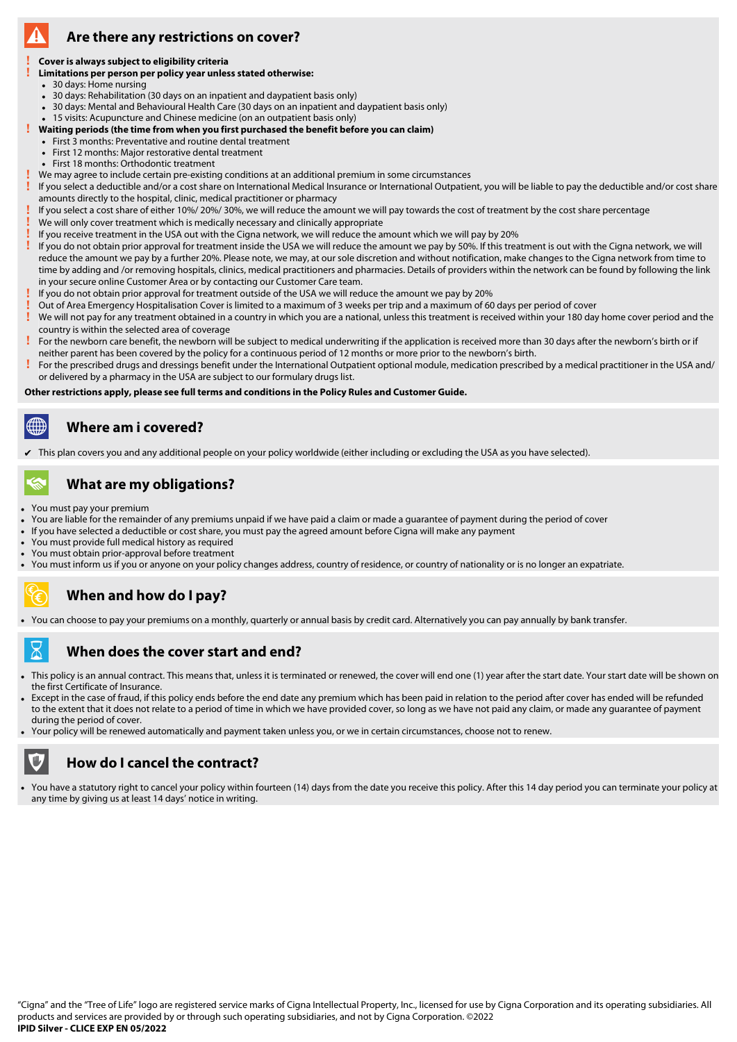## Are there any restrictions on cover?

- **Cover is always subject to eligibility criteria**
- **Limitations per person per policy year unless stated otherwise:**
  - 30 days: Home nursing
  - 30 days: Rehabilitation (30 days on an inpatient and daypatient basis only)
  - 30 days: Mental and Behavioural Health Care (30 days on an inpatient and daypatient basis only)
  - 15 visits: Acupuncture and Chinese medicine (on an outpatient basis only)
- **Waiting periods (the time from when you first purchased the benefit before you can claim)**
  - First 3 months: Preventative and routine dental treatment
  - First 12 months: Major restorative dental treatment
  - First 18 months: Orthodontic treatment
- We may agree to include certain pre-existing conditions at an additional premium in some circumstances
- If you select a deductible and/or a cost share on International Medical Insurance or International Outpatient, you will be liable to pay the deductible and/or cost share amounts directly to the hospital, clinic, medical practitioner or pharmacy
- If you select a cost share of either 10%/ 20%/ 30%, we will reduce the amount we will pay towards the cost of treatment by the cost share percentage
- We will only cover treatment which is medically necessary and clinically appropriate
- If you receive treatment in the USA out with the Cigna network, we will reduce the amount which we will pay by 20%
- If you do not obtain prior approval for treatment inside the USA we will reduce the amount we pay by 50%. If this treatment is out with the Cigna network, we will reduce the amount we pay by a further 20%. Please note, we may, at our sole discretion and without notification, make changes to the Cigna network from time to time by adding and /or removing hospitals, clinics, medical practitioners and pharmacies. Details of providers within the network can be found by following the link in your secure online Customer Area or by contacting our Customer Care team.
- If you do not obtain prior approval for treatment outside of the USA we will reduce the amount we pay by 20%
- Out of Area Emergency Hospitalisation Cover is limited to a maximum of 3 weeks per trip and a maximum of 60 days per period of cover
- We will not pay for any treatment obtained in a country in which you are a national, unless this treatment is received within your 180 day home cover period and the country is within the selected area of coverage
- For the newborn care benefit, the newborn will be subject to medical underwriting if the application is received more than 30 days after the newborn's birth or if neither parent has been covered by the policy for a continuous period of 12 months or more prior to the newborn's birth.
- For the prescribed drugs and dressings benefit under the International Outpatient optional module, medication prescribed by a medical practitioner in the USA and/ or delivered by a pharmacy in the USA are subject to our formulary drugs list.

**Other restrictions apply, please see full terms and conditions in the Policy Rules and Customer Guide.**

## Where am i covered?

✔ This plan covers you and any additional people on your policy worldwide (either including or excluding the USA as you have selected).

## What are my obligations?

- You must pay your premium
- You are liable for the remainder of any premiums unpaid if we have paid a claim or made a guarantee of payment during the period of cover
- If you have selected a deductible or cost share, you must pay the agreed amount before Cigna will make any payment
- You must provide full medical history as required
- You must obtain prior-approval before treatment
- You must inform us if you or anyone on your policy changes address, country of residence, or country of nationality or is no longer an expatriate.

## When and how do I pay?

- You can choose to pay your premiums on a monthly, quarterly or annual basis by credit card. Alternatively you can pay annually by bank transfer.

## When does the cover start and end?

- This policy is an annual contract. This means that, unless it is terminated or renewed, the cover will end one (1) year after the start date. Your start date will be shown on the first Certificate of Insurance.
- Except in the case of fraud, if this policy ends before the end date any premium which has been paid in relation to the period after cover has ended will be refunded to the extent that it does not relate to a period of time in which we have provided cover, so long as we have not paid any claim, or made any guarantee of payment during the period of cover.
- Your policy will be renewed automatically and payment taken unless you, or we in certain circumstances, choose not to renew.

## How do I cancel the contract?

- You have a statutory right to cancel your policy within fourteen (14) days from the date you receive this policy. After this 14 day period you can terminate your policy at any time by giving us at least 14 days' notice in writing.

"Cigna" and the "Tree of Life" logo are registered service marks of Cigna Intellectual Property, Inc., licensed for use by Cigna Corporation and its operating subsidiaries. All products and services are provided by or through such operating subsidiaries, and not by Cigna Corporation. ©2022
**IPID Silver - CLICE EXP EN 05/2022**